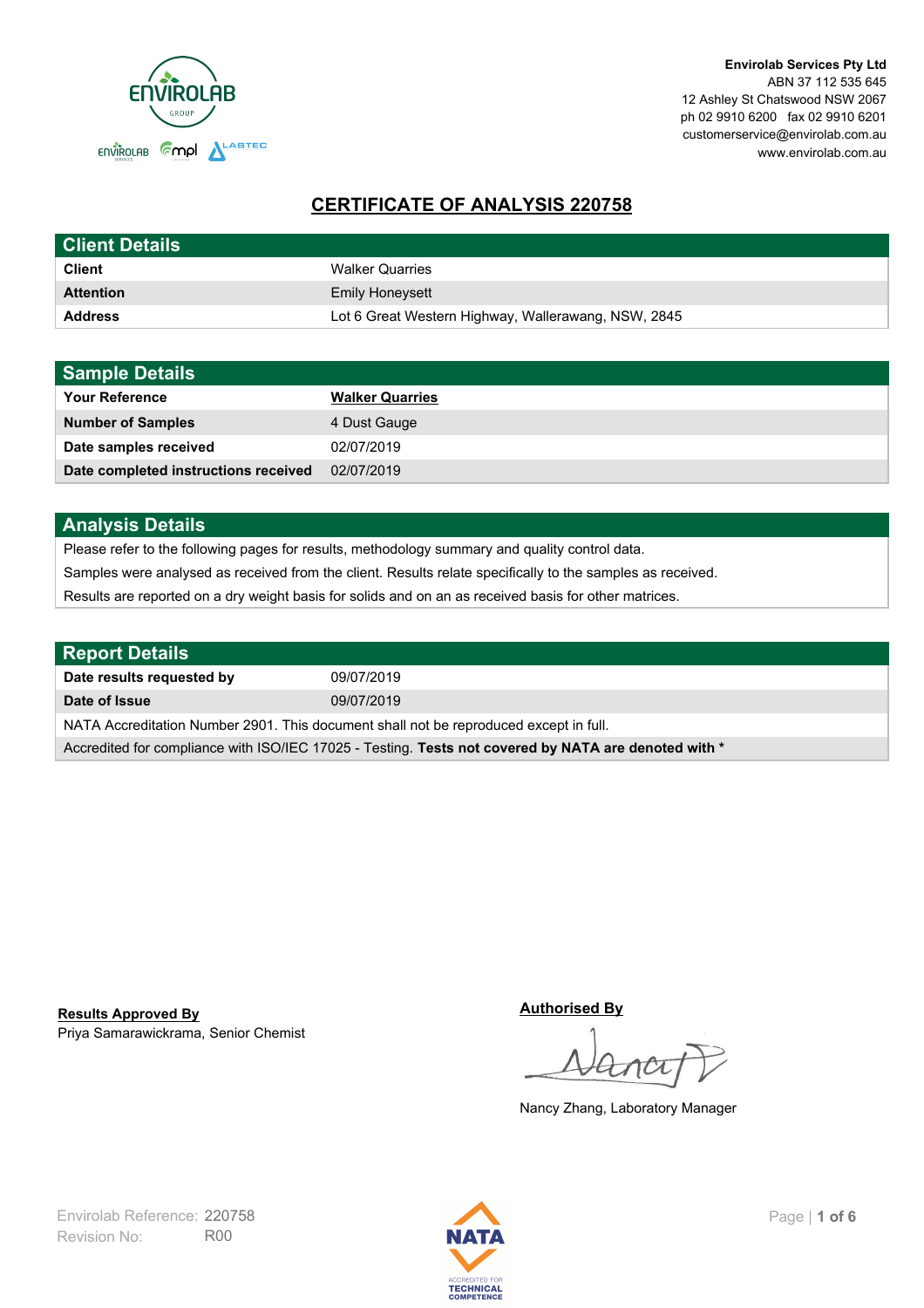**Envirolab Services Pty Ltd**
ABN 37 112 535 645
12 Ashley St Chatswood NSW 2067
ph 02 9910 6200 fax 02 9910 6201
customerservice@envirolab.com.au
www.envirolab.com.au

# CERTIFICATE OF ANALYSIS 220758

## Client Details

| | |
|---|---|
| **Client** | Walker Quarries |
| **Attention** | Emily Honeysett |
| **Address** | Lot 6 Great Western Highway, Wallerawang, NSW, 2845 |

## Sample Details

| | |
|---|---|
| **Your Reference** | **Walker Quarries** |
| **Number of Samples** | 4 Dust Gauge |
| **Date samples received** | 02/07/2019 |
| **Date completed instructions received** | 02/07/2019 |

## Analysis Details

Please refer to the following pages for results, methodology summary and quality control data.

Samples were analysed as received from the client. Results relate specifically to the samples as received.

Results are reported on a dry weight basis for solids and on an as received basis for other matrices.

## Report Details

| | |
|---|---|
| **Date results requested by** | 09/07/2019 |
| **Date of Issue** | 09/07/2019 |

NATA Accreditation Number 2901. This document shall not be reproduced except in full.

Accredited for compliance with ISO/IEC 17025 - Testing. **Tests not covered by NATA are denoted with ***

**Results Approved By**
Priya Samarawickrama, Senior Chemist

**Authorised By**

Nancy Zhang, Laboratory Manager

Envirolab Reference: 220758
Revision No: R00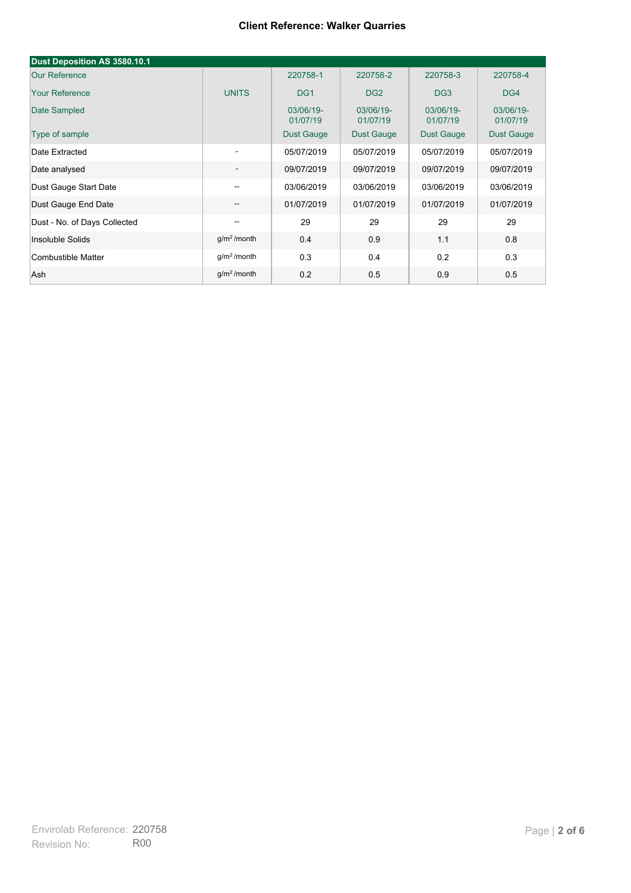**Client Reference: Walker Quarries**

| Dust Deposition AS 3580.10.1 | | | | | |
|---|---|---|---|---|---|
| Our Reference | | 220758-1 | 220758-2 | 220758-3 | 220758-4 |
| Your Reference | UNITS | DG1 | DG2 | DG3 | DG4 |
| Date Sampled | | 03/06/19-01/07/19 | 03/06/19-01/07/19 | 03/06/19-01/07/19 | 03/06/19-01/07/19 |
| Type of sample | | Dust Gauge | Dust Gauge | Dust Gauge | Dust Gauge |
| Date Extracted | - | 05/07/2019 | 05/07/2019 | 05/07/2019 | 05/07/2019 |
| Date analysed | - | 09/07/2019 | 09/07/2019 | 09/07/2019 | 09/07/2019 |
| Dust Gauge Start Date | -- | 03/06/2019 | 03/06/2019 | 03/06/2019 | 03/06/2019 |
| Dust Gauge End Date | -- | 01/07/2019 | 01/07/2019 | 01/07/2019 | 01/07/2019 |
| Dust - No. of Days Collected | -- | 29 | 29 | 29 | 29 |
| Insoluble Solids | $g/m^2$/month | 0.4 | 0.9 | 1.1 | 0.8 |
| Combustible Matter | $g/m^2$/month | 0.3 | 0.4 | 0.2 | 0.3 |
| Ash | $g/m^2$/month | 0.2 | 0.5 | 0.9 | 0.5 |

Envirolab Reference: 220758
Revision No: R00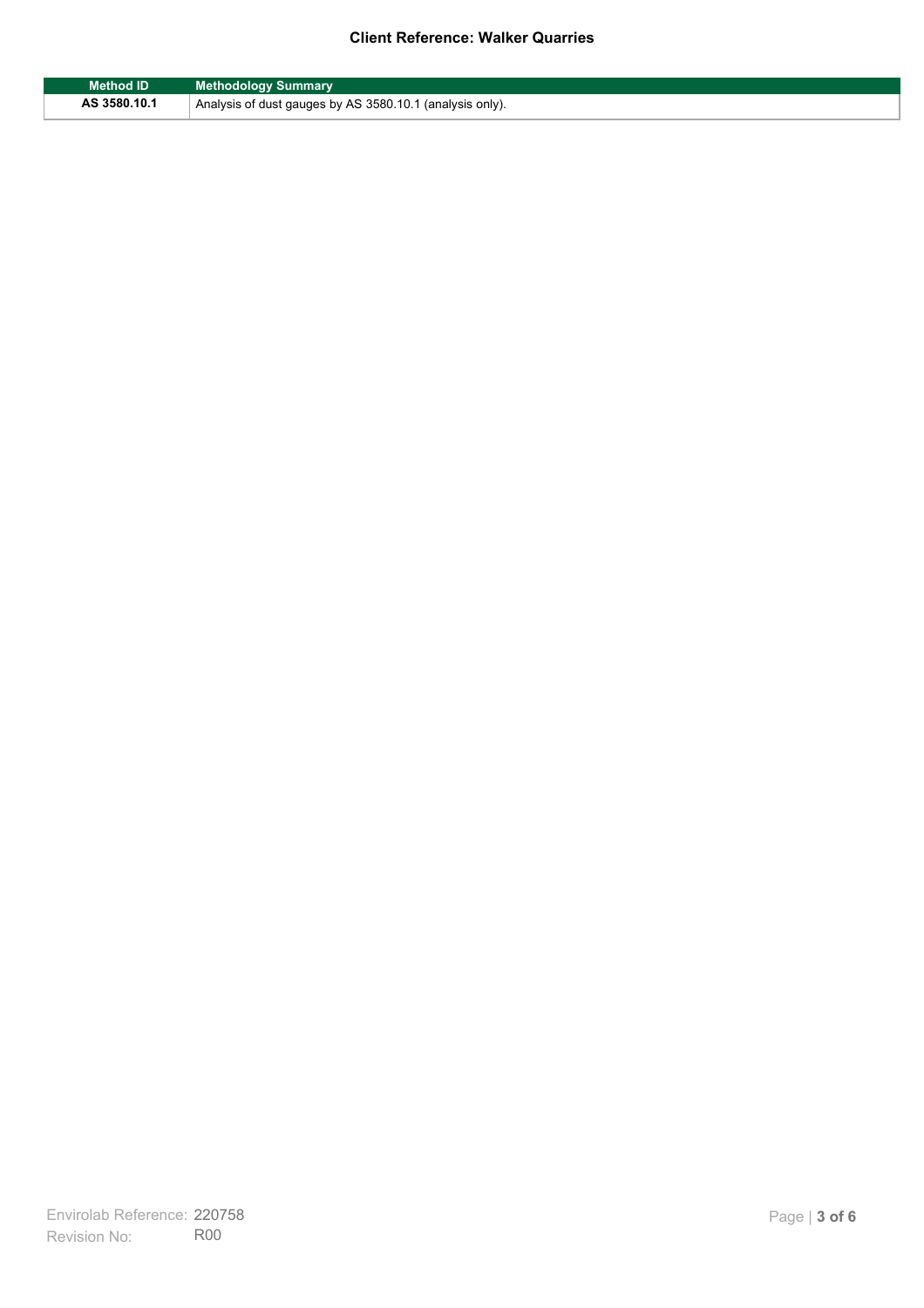| Method ID | Methodology Summary |
|---|---|
| **AS 3580.10.1** | Analysis of dust gauges by AS 3580.10.1 (analysis only). |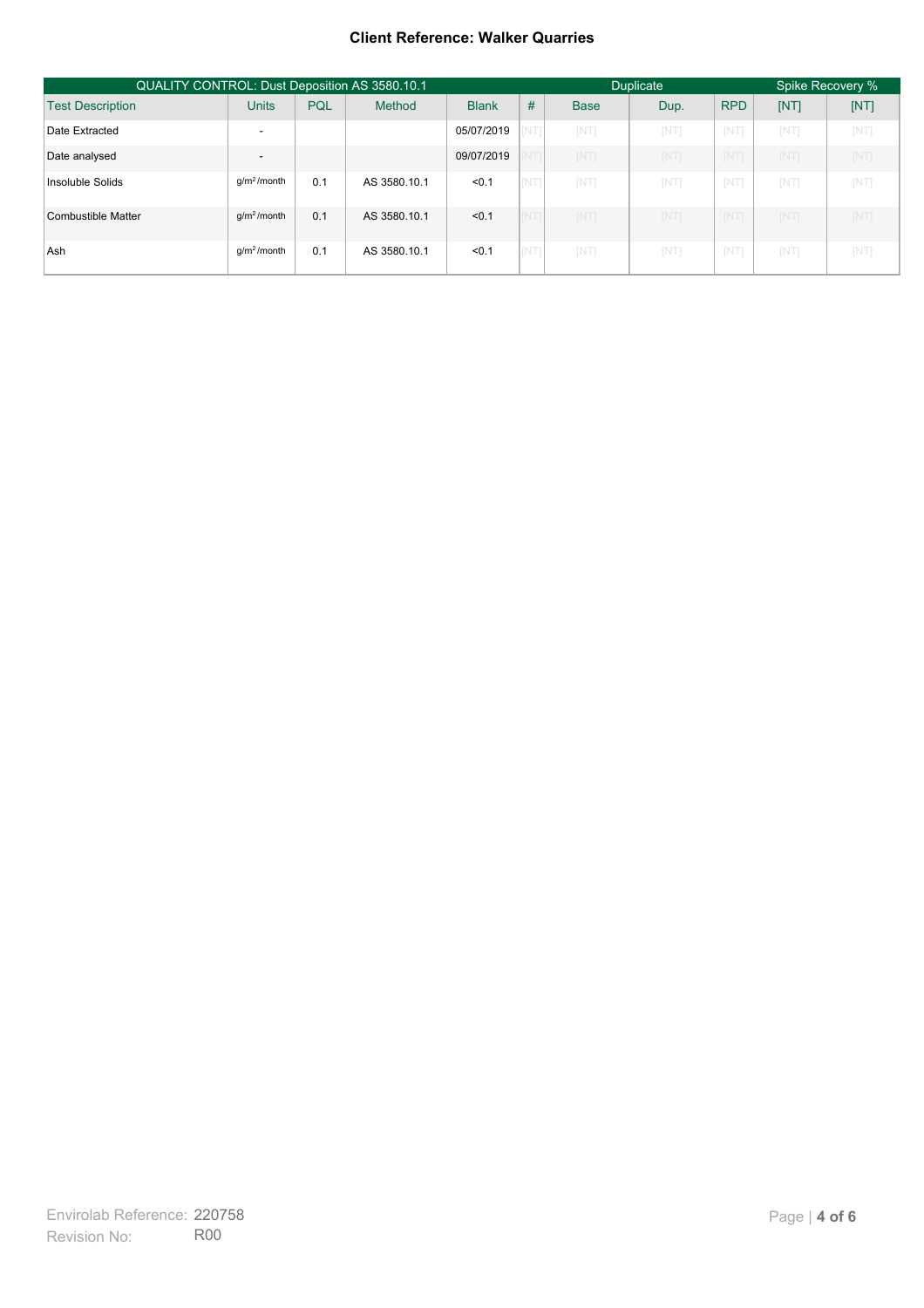**Client Reference: Walker Quarries**

| QUALITY CONTROL: Dust Deposition AS 3580.10.1 | | | | | Duplicate | | | | Spike Recovery % | |
|---|---|---|---|---|---|---|---|---|---|---|
| Test Description | Units | PQL | Method | Blank | # | Base | Dup. | RPD | [NT] | [NT] |
| Date Extracted | - | | | 05/07/2019 | [NT] | [NT] | [NT] | [NT] | [NT] | [NT] |
| Date analysed | - | | | 09/07/2019 | [NT] | [NT] | [NT] | [NT] | [NT] | [NT] |
| Insoluble Solids | $g/m^2/month$ | 0.1 | AS 3580.10.1 | <0.1 | [NT] | [NT] | [NT] | [NT] | [NT] | [NT] |
| Combustible Matter | $g/m^2/month$ | 0.1 | AS 3580.10.1 | <0.1 | [NT] | [NT] | [NT] | [NT] | [NT] | [NT] |
| Ash | $g/m^2/month$ | 0.1 | AS 3580.10.1 | <0.1 | [NT] | [NT] | [NT] | [NT] | [NT] | [NT] |

Envirolab Reference: 220758
Revision No: R00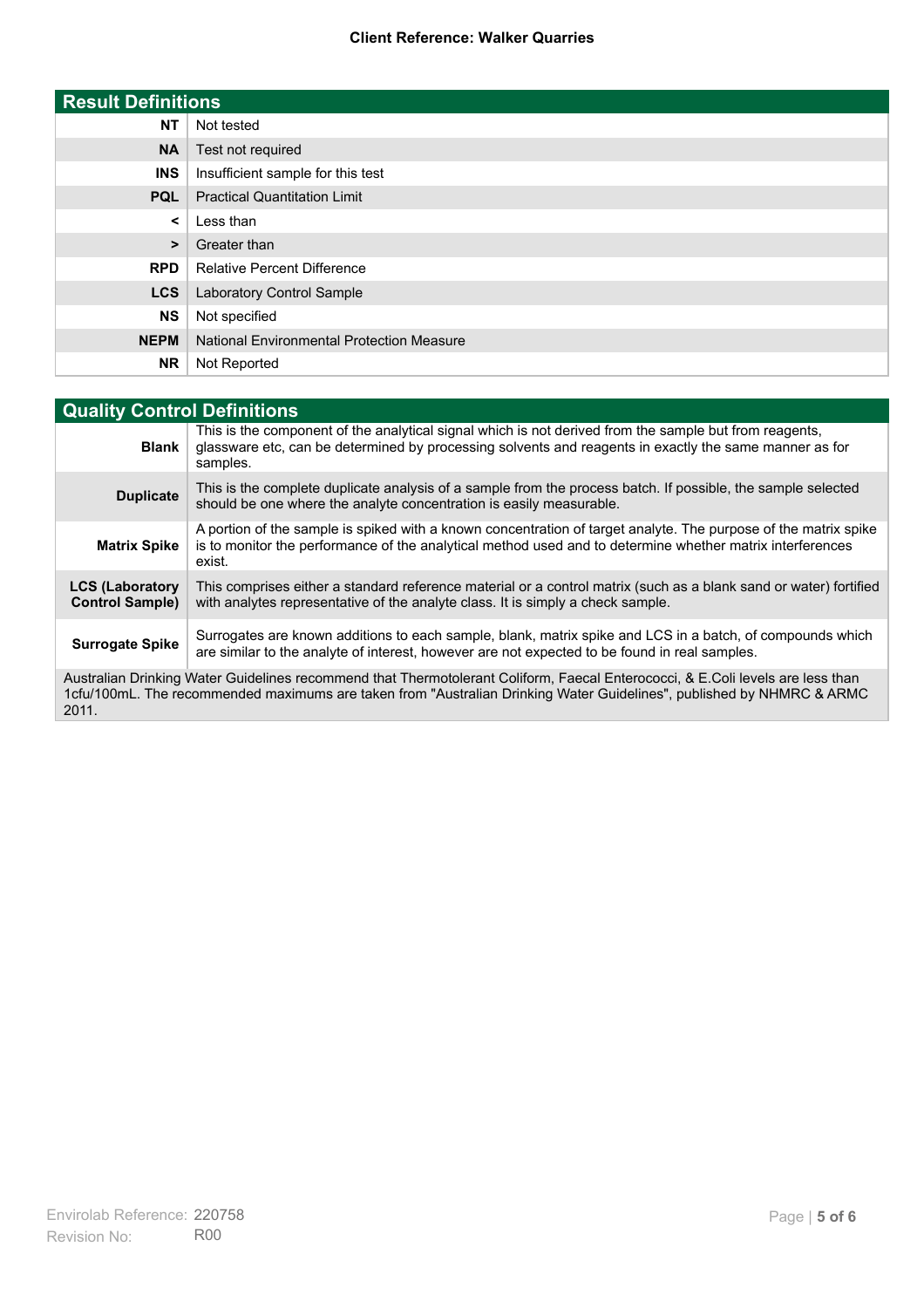## Result Definitions

| | |
|---|---|
| **NT** | Not tested |
| **NA** | Test not required |
| **INS** | Insufficient sample for this test |
| **PQL** | Practical Quantitation Limit |
| **<** | Less than |
| **>** | Greater than |
| **RPD** | Relative Percent Difference |
| **LCS** | Laboratory Control Sample |
| **NS** | Not specified |
| **NEPM** | National Environmental Protection Measure |
| **NR** | Not Reported |

## Quality Control Definitions

| | |
|---|---|
| **Blank** | This is the component of the analytical signal which is not derived from the sample but from reagents, glassware etc, can be determined by processing solvents and reagents in exactly the same manner as for samples. |
| **Duplicate** | This is the complete duplicate analysis of a sample from the process batch. If possible, the sample selected should be one where the analyte concentration is easily measurable. |
| **Matrix Spike** | A portion of the sample is spiked with a known concentration of target analyte. The purpose of the matrix spike is to monitor the performance of the analytical method used and to determine whether matrix interferences exist. |
| **LCS (Laboratory Control Sample)** | This comprises either a standard reference material or a control matrix (such as a blank sand or water) fortified with analytes representative of the analyte class. It is simply a check sample. |
| **Surrogate Spike** | Surrogates are known additions to each sample, blank, matrix spike and LCS in a batch, of compounds which are similar to the analyte of interest, however are not expected to be found in real samples. |

Australian Drinking Water Guidelines recommend that Thermotolerant Coliform, Faecal Enterococci, & E.Coli levels are less than 1cfu/100mL. The recommended maximums are taken from "Australian Drinking Water Guidelines", published by NHMRC & ARMC 2011.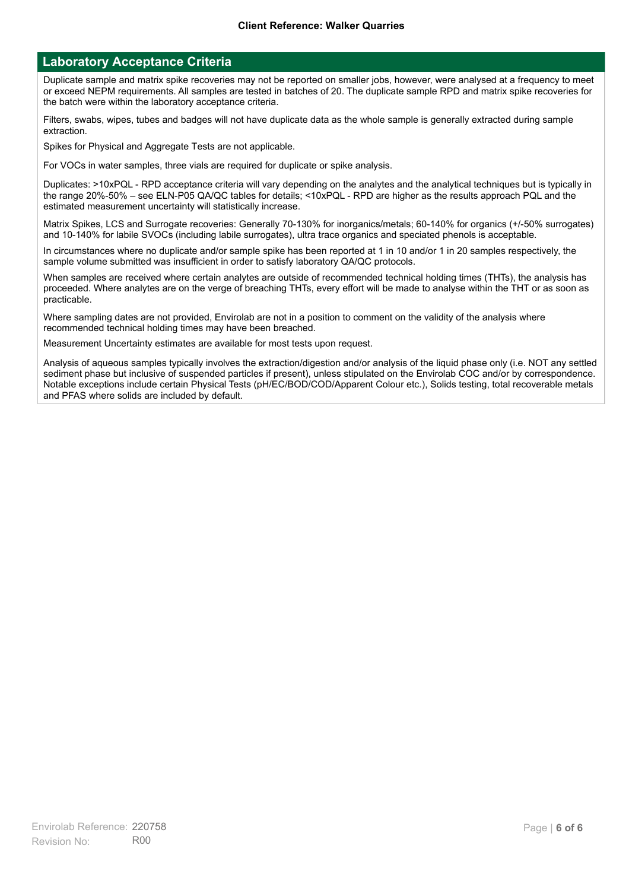## Laboratory Acceptance Criteria

Duplicate sample and matrix spike recoveries may not be reported on smaller jobs, however, were analysed at a frequency to meet or exceed NEPM requirements. All samples are tested in batches of 20. The duplicate sample RPD and matrix spike recoveries for the batch were within the laboratory acceptance criteria.

Filters, swabs, wipes, tubes and badges will not have duplicate data as the whole sample is generally extracted during sample extraction.

Spikes for Physical and Aggregate Tests are not applicable.

For VOCs in water samples, three vials are required for duplicate or spike analysis.

Duplicates: >10xPQL - RPD acceptance criteria will vary depending on the analytes and the analytical techniques but is typically in the range 20%-50% – see ELN-P05 QA/QC tables for details; <10xPQL - RPD are higher as the results approach PQL and the estimated measurement uncertainty will statistically increase.

Matrix Spikes, LCS and Surrogate recoveries: Generally 70-130% for inorganics/metals; 60-140% for organics (+/-50% surrogates) and 10-140% for labile SVOCs (including labile surrogates), ultra trace organics and speciated phenols is acceptable.

In circumstances where no duplicate and/or sample spike has been reported at 1 in 10 and/or 1 in 20 samples respectively, the sample volume submitted was insufficient in order to satisfy laboratory QA/QC protocols.

When samples are received where certain analytes are outside of recommended technical holding times (THTs), the analysis has proceeded. Where analytes are on the verge of breaching THTs, every effort will be made to analyse within the THT or as soon as practicable.

Where sampling dates are not provided, Envirolab are not in a position to comment on the validity of the analysis where recommended technical holding times may have been breached.

Measurement Uncertainty estimates are available for most tests upon request.

Analysis of aqueous samples typically involves the extraction/digestion and/or analysis of the liquid phase only (i.e. NOT any settled sediment phase but inclusive of suspended particles if present), unless stipulated on the Envirolab COC and/or by correspondence. Notable exceptions include certain Physical Tests (pH/EC/BOD/COD/Apparent Colour etc.), Solids testing, total recoverable metals and PFAS where solids are included by default.